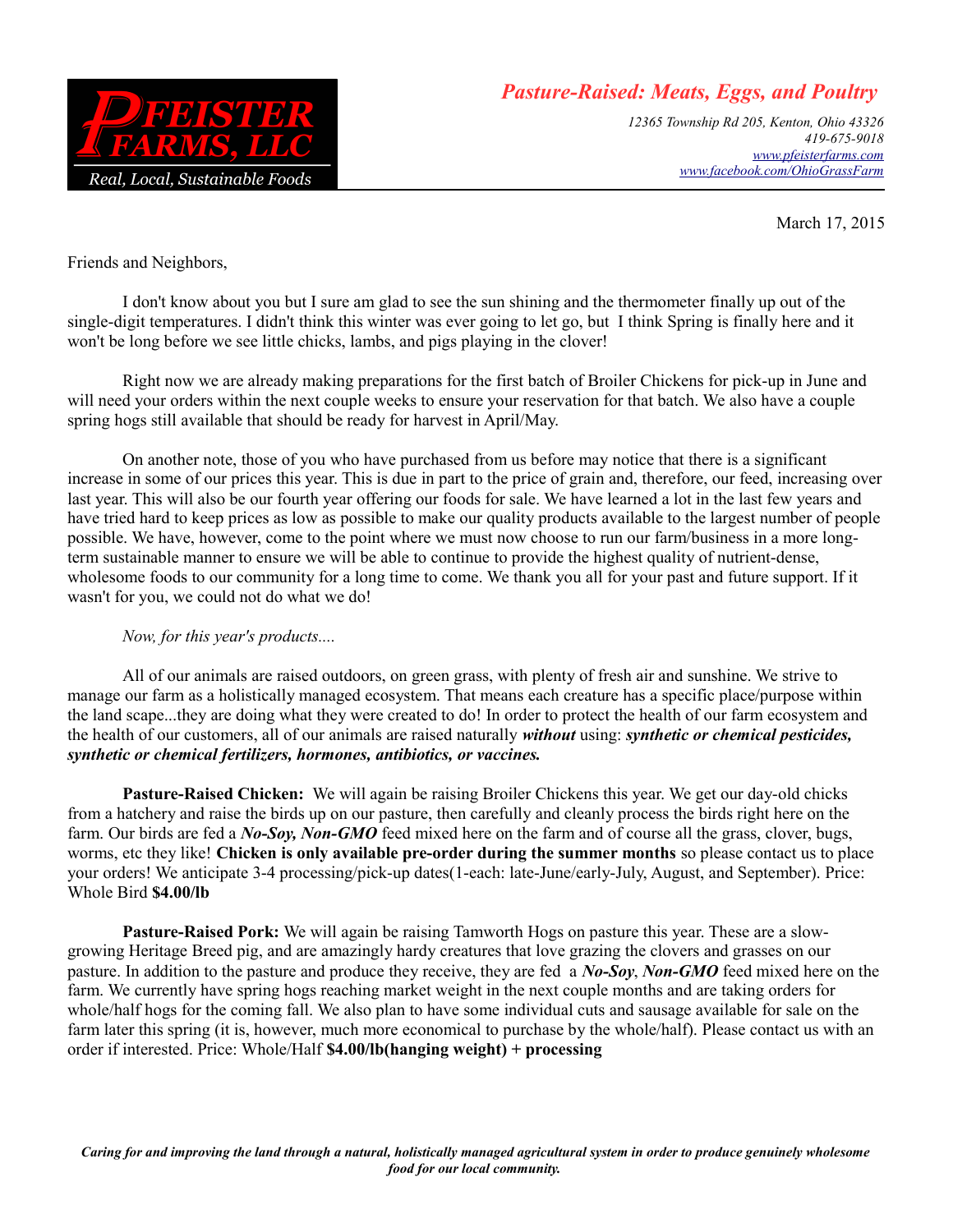# PFEISTER FARMS, LLC

*Real, Local, Sustainable Foods*

## *Pasture-Raised: Meats, Eggs, and Poultry*

*12365 Township Rd 205, Kenton, Ohio 43326*
*419-675-9018*
*www.pfeisterfarms.com*
*www.facebook.com/OhioGrassFarm*

March 17, 2015

Friends and Neighbors,

I don't know about you but I sure am glad to see the sun shining and the thermometer finally up out of the single-digit temperatures. I didn't think this winter was ever going to let go, but I think Spring is finally here and it won't be long before we see little chicks, lambs, and pigs playing in the clover!

Right now we are already making preparations for the first batch of Broiler Chickens for pick-up in June and will need your orders within the next couple weeks to ensure your reservation for that batch. We also have a couple spring hogs still available that should be ready for harvest in April/May.

On another note, those of you who have purchased from us before may notice that there is a significant increase in some of our prices this year. This is due in part to the price of grain and, therefore, our feed, increasing over last year. This will also be our fourth year offering our foods for sale. We have learned a lot in the last few years and have tried hard to keep prices as low as possible to make our quality products available to the largest number of people possible. We have, however, come to the point where we must now choose to run our farm/business in a more long-term sustainable manner to ensure we will be able to continue to provide the highest quality of nutrient-dense, wholesome foods to our community for a long time to come. We thank you all for your past and future support. If it wasn't for you, we could not do what we do!

*Now, for this year's products....*

All of our animals are raised outdoors, on green grass, with plenty of fresh air and sunshine. We strive to manage our farm as a holistically managed ecosystem. That means each creature has a specific place/purpose within the land scape...they are doing what they were created to do! In order to protect the health of our farm ecosystem and the health of our customers, all of our animals are raised naturally ***without*** using: ***synthetic or chemical pesticides, synthetic or chemical fertilizers, hormones, antibiotics, or vaccines.***

**Pasture-Raised Chicken:** We will again be raising Broiler Chickens this year. We get our day-old chicks from a hatchery and raise the birds up on our pasture, then carefully and cleanly process the birds right here on the farm. Our birds are fed a ***No-Soy, Non-GMO*** feed mixed here on the farm and of course all the grass, clover, bugs, worms, etc they like! **Chicken is only available pre-order during the summer months** so please contact us to place your orders! We anticipate 3-4 processing/pick-up dates(1-each: late-June/early-July, August, and September). Price: Whole Bird **$4.00/lb**

**Pasture-Raised Pork:** We will again be raising Tamworth Hogs on pasture this year. These are a slow-growing Heritage Breed pig, and are amazingly hardy creatures that love grazing the clovers and grasses on our pasture. In addition to the pasture and produce they receive, they are fed a ***No-Soy***, ***Non-GMO*** feed mixed here on the farm. We currently have spring hogs reaching market weight in the next couple months and are taking orders for whole/half hogs for the coming fall. We also plan to have some individual cuts and sausage available for sale on the farm later this spring (it is, however, much more economical to purchase by the whole/half). Please contact us with an order if interested. Price: Whole/Half **$4.00/lb(hanging weight) + processing**

***Caring for and improving the land through a natural, holistically managed agricultural system in order to produce genuinely wholesome food for our local community.***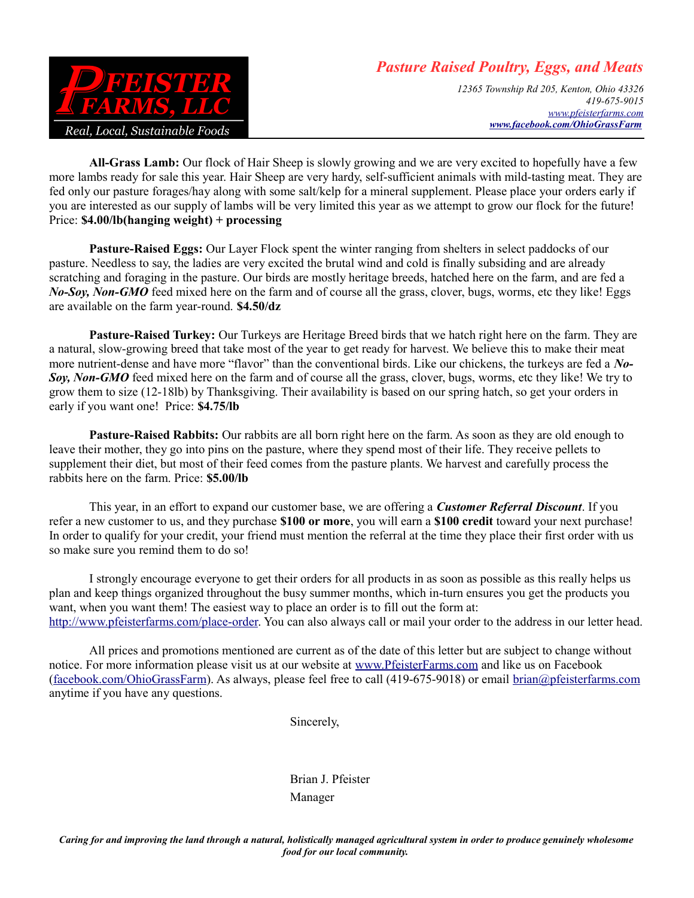**PFEISTER FARMS, LLC**

*Real, Local, Sustainable Foods*

***Pasture Raised Poultry, Eggs, and Meats***

*12365 Township Rd 205, Kenton, Ohio 43326*
*419-675-9015*
*www.pfeisterfarms.com*
***www.facebook.com/OhioGrassFarm***

**All-Grass Lamb:** Our flock of Hair Sheep is slowly growing and we are very excited to hopefully have a few more lambs ready for sale this year. Hair Sheep are very hardy, self-sufficient animals with mild-tasting meat. They are fed only our pasture forages/hay along with some salt/kelp for a mineral supplement. Please place your orders early if you are interested as our supply of lambs will be very limited this year as we attempt to grow our flock for the future! Price: **$4.00/lb(hanging weight) + processing**

**Pasture-Raised Eggs:** Our Layer Flock spent the winter ranging from shelters in select paddocks of our pasture. Needless to say, the ladies are very excited the brutal wind and cold is finally subsiding and are already scratching and foraging in the pasture. Our birds are mostly heritage breeds, hatched here on the farm, and are fed a ***No-Soy, Non-GMO*** feed mixed here on the farm and of course all the grass, clover, bugs, worms, etc they like! Eggs are available on the farm year-round. **$4.50/dz**

**Pasture-Raised Turkey:** Our Turkeys are Heritage Breed birds that we hatch right here on the farm. They are a natural, slow-growing breed that take most of the year to get ready for harvest. We believe this to make their meat more nutrient-dense and have more "flavor" than the conventional birds. Like our chickens, the turkeys are fed a ***No-Soy, Non-GMO*** feed mixed here on the farm and of course all the grass, clover, bugs, worms, etc they like! We try to grow them to size (12-18lb) by Thanksgiving. Their availability is based on our spring hatch, so get your orders in early if you want one! Price: **$4.75/lb**

**Pasture-Raised Rabbits:** Our rabbits are all born right here on the farm. As soon as they are old enough to leave their mother, they go into pins on the pasture, where they spend most of their life. They receive pellets to supplement their diet, but most of their feed comes from the pasture plants. We harvest and carefully process the rabbits here on the farm. Price: **$5.00/lb**

This year, in an effort to expand our customer base, we are offering a ***Customer Referral Discount***. If you refer a new customer to us, and they purchase **$100 or more**, you will earn a **$100 credit** toward your next purchase! In order to qualify for your credit, your friend must mention the referral at the time they place their first order with us so make sure you remind them to do so!

I strongly encourage everyone to get their orders for all products in as soon as possible as this really helps us plan and keep things organized throughout the busy summer months, which in-turn ensures you get the products you want, when you want them! The easiest way to place an order is to fill out the form at: http://www.pfeisterfarms.com/place-order. You can also always call or mail your order to the address in our letter head.

All prices and promotions mentioned are current as of the date of this letter but are subject to change without notice. For more information please visit us at our website at www.PfeisterFarms.com and like us on Facebook (facebook.com/OhioGrassFarm). As always, please feel free to call (419-675-9018) or email brian@pfeisterfarms.com anytime if you have any questions.

Sincerely,

Brian J. Pfeister
Manager

***Caring for and improving the land through a natural, holistically managed agricultural system in order to produce genuinely wholesome food for our local community.***